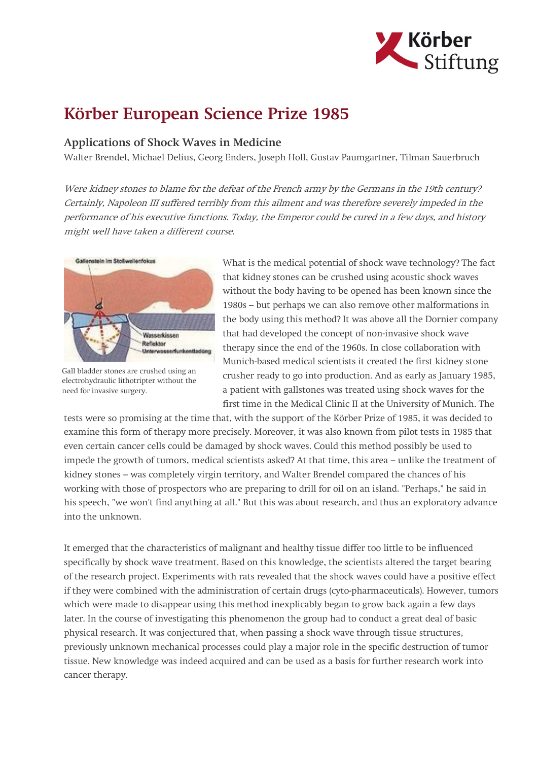# Körber European Science Prize 1985

## Applications of Shock Waves in Medicine

Walter Brendel, Michael Delius, Georg Enders, Joseph Holl, Gustav Paumgartner, Tilman Sauerbruch

*Were kidney stones to blame for the defeat of the French army by the Germans in the 19th century? Certainly, Napoleon III suffered terribly from this ailment and was therefore severely impeded in the performance of his executive functions. Today, the Emperor could be cured in a few days, and history might well have taken a different course.*

Gall bladder stones are crushed using an electrohydraulic lithotripter without the need for invasive surgery.

What is the medical potential of shock wave technology? The fact that kidney stones can be crushed using acoustic shock waves without the body having to be opened has been known since the 1980s – but perhaps we can also remove other malformations in the body using this method? It was above all the Dornier company that had developed the concept of non-invasive shock wave therapy since the end of the 1960s. In close collaboration with Munich-based medical scientists it created the first kidney stone crusher ready to go into production. And as early as January 1985, a patient with gallstones was treated using shock waves for the first time in the Medical Clinic II at the University of Munich. The tests were so promising at the time that, with the support of the Körber Prize of 1985, it was decided to examine this form of therapy more precisely. Moreover, it was also known from pilot tests in 1985 that even certain cancer cells could be damaged by shock waves. Could this method possibly be used to impede the growth of tumors, medical scientists asked? At that time, this area – unlike the treatment of kidney stones – was completely virgin territory, and Walter Brendel compared the chances of his working with those of prospectors who are preparing to drill for oil on an island. "Perhaps," he said in his speech, "we won't find anything at all." But this was about research, and thus an exploratory advance into the unknown.

It emerged that the characteristics of malignant and healthy tissue differ too little to be influenced specifically by shock wave treatment. Based on this knowledge, the scientists altered the target bearing of the research project. Experiments with rats revealed that the shock waves could have a positive effect if they were combined with the administration of certain drugs (cyto-pharmaceuticals). However, tumors which were made to disappear using this method inexplicably began to grow back again a few days later. In the course of investigating this phenomenon the group had to conduct a great deal of basic physical research. It was conjectured that, when passing a shock wave through tissue structures, previously unknown mechanical processes could play a major role in the specific destruction of tumor tissue. New knowledge was indeed acquired and can be used as a basis for further research work into cancer therapy.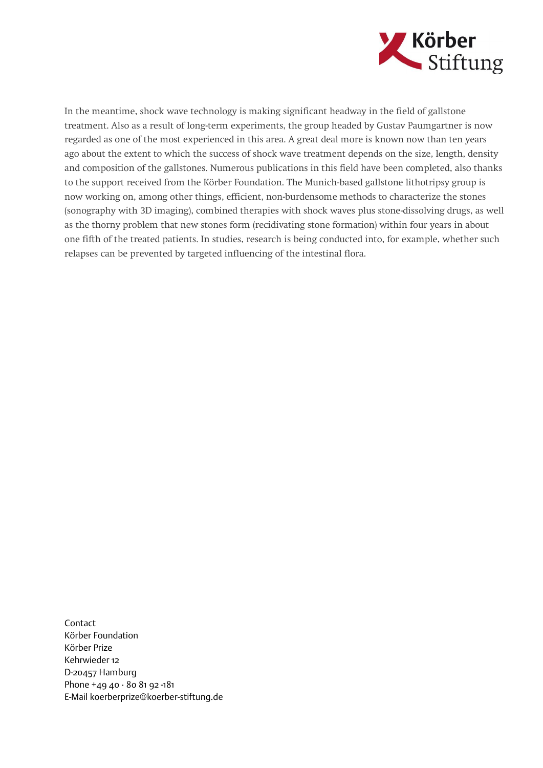In the meantime, shock wave technology is making significant headway in the field of gallstone treatment. Also as a result of long-term experiments, the group headed by Gustav Paumgartner is now regarded as one of the most experienced in this area. A great deal more is known now than ten years ago about the extent to which the success of shock wave treatment depends on the size, length, density and composition of the gallstones. Numerous publications in this field have been completed, also thanks to the support received from the Körber Foundation. The Munich-based gallstone lithotripsy group is now working on, among other things, efficient, non-burdensome methods to characterize the stones (sonography with 3D imaging), combined therapies with shock waves plus stone-dissolving drugs, as well as the thorny problem that new stones form (recidivating stone formation) within four years in about one fifth of the treated patients. In studies, research is being conducted into, for example, whether such relapses can be prevented by targeted influencing of the intestinal flora.

Contact
Körber Foundation
Körber Prize
Kehrwieder 12
D-20457 Hamburg
Phone +49 40 · 80 81 92 -181
E-Mail koerberprize@koerber-stiftung.de